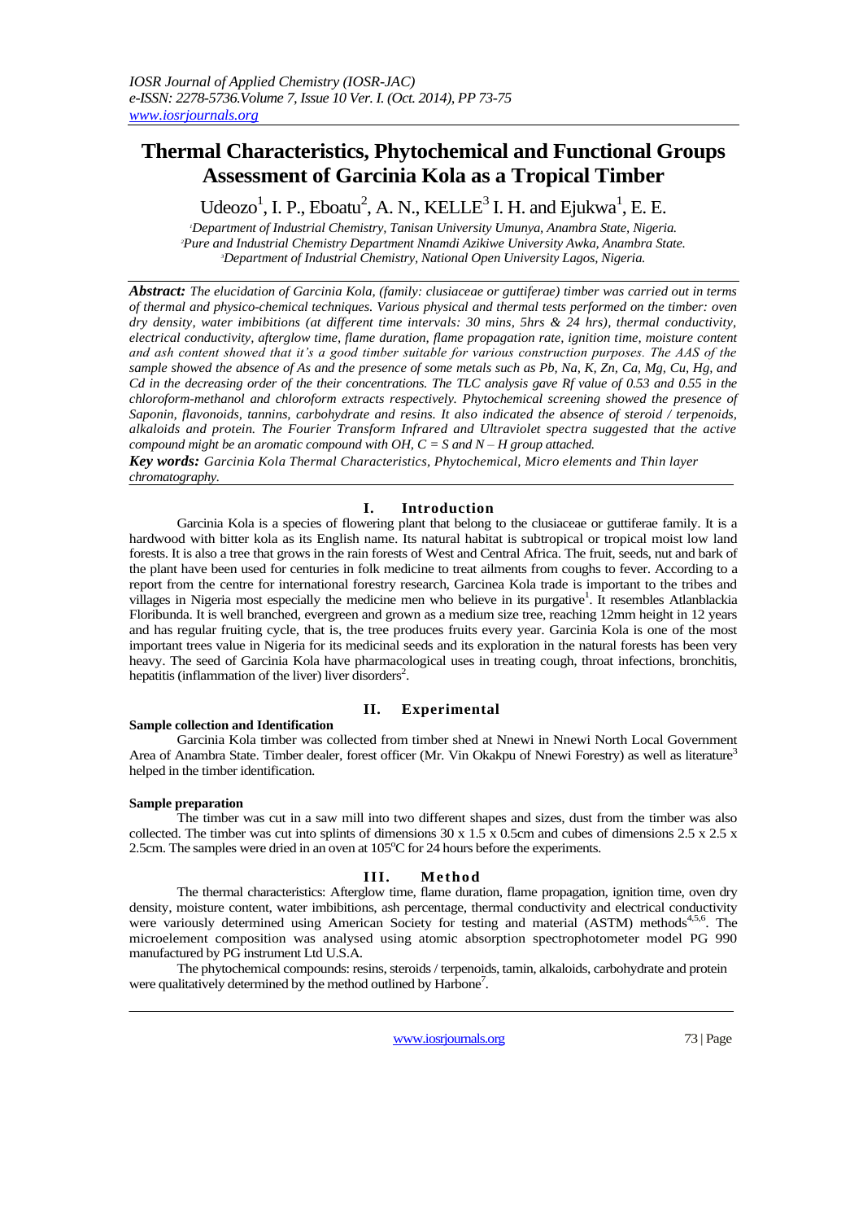# Thermal Characteristics, Phytochemical and Functional Groups Assessment of Garcinia Kola as a Tropical Timber

Udeozo[1], I. P., Eboatu[2], A. N., KELLE[3] I. H. and Ejukwa[1], E. E.

[1]Department of Industrial Chemistry, Tanisan University Umunya, Anambra State, Nigeria.
[2]Pure and Industrial Chemistry Department Nnamdi Azikiwe University Awka, Anambra State.
[3]Department of Industrial Chemistry, National Open University Lagos, Nigeria.

***Abstract:*** *The elucidation of Garcinia Kola, (family: clusiaceae or guttiferae) timber was carried out in terms of thermal and physico-chemical techniques. Various physical and thermal tests performed on the timber: oven dry density, water imbibitions (at different time intervals: 30 mins, 5hrs & 24 hrs), thermal conductivity, electrical conductivity, afterglow time, flame duration, flame propagation rate, ignition time, moisture content and ash content showed that it's a good timber suitable for various construction purposes. The AAS of the sample showed the absence of As and the presence of some metals such as Pb, Na, K, Zn, Ca, Mg, Cu, Hg, and Cd in the decreasing order of the their concentrations. The TLC analysis gave Rf value of 0.53 and 0.55 in the chloroform-methanol and chloroform extracts respectively. Phytochemical screening showed the presence of Saponin, flavonoids, tannins, carbohydrate and resins. It also indicated the absence of steroid / terpenoids, alkaloids and protein. The Fourier Transform Infrared and Ultraviolet spectra suggested that the active compound might be an aromatic compound with OH, C = S and N – H group attached.*

***Key words:*** *Garcinia Kola Thermal Characteristics, Phytochemical, Micro elements and Thin layer chromatography.*

## I. Introduction

Garcinia Kola is a species of flowering plant that belong to the clusiaceae or guttiferae family. It is a hardwood with bitter kola as its English name. Its natural habitat is subtropical or tropical moist low land forests. It is also a tree that grows in the rain forests of West and Central Africa. The fruit, seeds, nut and bark of the plant have been used for centuries in folk medicine to treat ailments from coughs to fever. According to a report from the centre for international forestry research, Garcinea Kola trade is important to the tribes and villages in Nigeria most especially the medicine men who believe in its purgative[1]. It resembles Atlanblackia Floribunda. It is well branched, evergreen and grown as a medium size tree, reaching 12mm height in 12 years and has regular fruiting cycle, that is, the tree produces fruits every year. Garcinia Kola is one of the most important trees value in Nigeria for its medicinal seeds and its exploration in the natural forests has been very heavy. The seed of Garcinia Kola have pharmacological uses in treating cough, throat infections, bronchitis, hepatitis (inflammation of the liver) liver disorders[2].

## II. Experimental

**Sample collection and Identification**

Garcinia Kola timber was collected from timber shed at Nnewi in Nnewi North Local Government Area of Anambra State. Timber dealer, forest officer (Mr. Vin Okakpu of Nnewi Forestry) as well as literature[3] helped in the timber identification.

**Sample preparation**

The timber was cut in a saw mill into two different shapes and sizes, dust from the timber was also collected. The timber was cut into splints of dimensions 30 x 1.5 x 0.5cm and cubes of dimensions 2.5 x 2.5 x 2.5cm. The samples were dried in an oven at 105°C for 24 hours before the experiments.

## III. Method

The thermal characteristics: Afterglow time, flame duration, flame propagation, ignition time, oven dry density, moisture content, water imbibitions, ash percentage, thermal conductivity and electrical conductivity were variously determined using American Society for testing and material (ASTM) methods[4,5,6]. The microelement composition was analysed using atomic absorption spectrophotometer model PG 990 manufactured by PG instrument Ltd U.S.A.

The phytochemical compounds: resins, steroids / terpenoids, tamin, alkaloids, carbohydrate and protein were qualitatively determined by the method outlined by Harbone[7].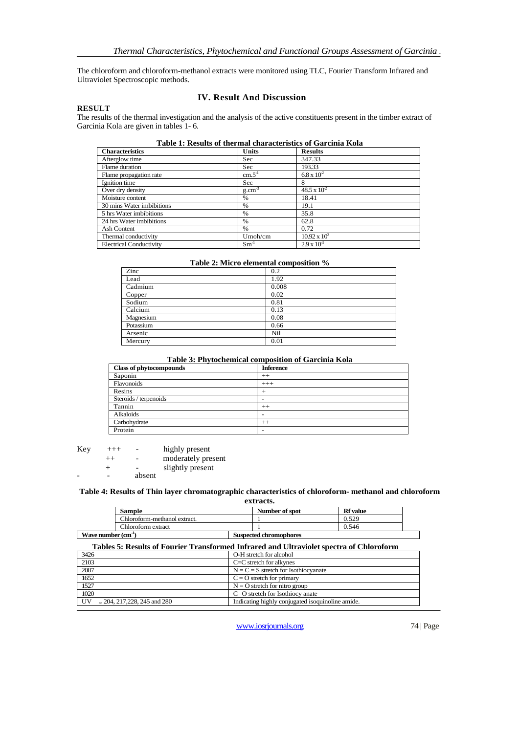The chloroform and chloroform-methanol extracts were monitored using TLC, Fourier Transform Infrared and Ultraviolet Spectroscopic methods.

## IV. Result And Discussion

**RESULT**

The results of the thermal investigation and the analysis of the active constituents present in the timber extract of Garcinia Kola are given in tables 1- 6.

**Table 1: Results of thermal characteristics of Garcinia Kola**

| Characteristics | Units | Results |
|---|---|---|
| Afterglow time | Sec | 347.33 |
| Flame duration | Sec | 193.33 |
| Flame propagation rate | $cm.5^{-1}$ | $6.8 \times 10^{2}$ |
| Ignition time | Sec | 8 |
| Over dry density | $g.cm^{-3}$ | $48.5 \times 10^{-2}$ |
| Moisture content | % | 18.41 |
| 30 mins Water imbibitions | % | 19.1 |
| 5 hrs Water imbibitions | % | 35.8 |
| 24 hrs Water imbibitions | % | 62.8 |
| Ash Content | % | 0.72 |
| Thermal conductivity | Umoh/cm | $10.92 \times 10^{2}$ |
| Electrical Conductivity | $Sm^{-1}$ | $2.9 \times 10^{3}$ |

**Table 2: Micro elemental composition %**

| | |
|---|---|
| Zinc | 0.2 |
| Lead | 1.92 |
| Cadmium | 0.008 |
| Copper | 0.02 |
| Sodium | 0.81 |
| Calcium | 0.13 |
| Magnesium | 0.08 |
| Potassium | 0.66 |
| Arsenic | Nil |
| Mercury | 0.01 |

**Table 3: Phytochemical composition of Garcinia Kola**

| Class of phytocompounds | Inference |
|---|---|
| Saponin | ++ |
| Flavonoids | +++ |
| Resins | + |
| Steroids / terpenoids | - |
| Tannin | ++ |
| Alkaloids | - |
| Carbohydrate | ++ |
| Protein | - |

Key
+++ - highly present
++ - moderately present
+ - slightly present
- - absent

**Table 4: Results of Thin layer chromatographic characteristics of chloroform- methanol and chloroform extracts.**

| Sample | Number of spot | Rf value |
|---|---|---|
| Chloroform-methanol extract. | 1 | 0.529 |
| Chloroform extract | 1 | 0.546 |

**Tables 5: Results of Fourier Transformed Infrared and Ultraviolet spectra of Chloroform**

| Wave number ($cm^{-1}$) | Suspected chromophores |
|---|---|
| 3426 | O-H stretch for alcohol |
| 2103 | C=C stretch for alkynes |
| 2087 | N = C = S stretch for Isothiocyanate |
| 1652 | C = O stretch for primary |
| 1527 | N = O stretch for nitro group |
| 1020 | C O stretch for Isothiocy anate |
| UV $_{m}$ 204, 217,228, 245 and 280 | Indicating highly conjugated isoquinoline amide. |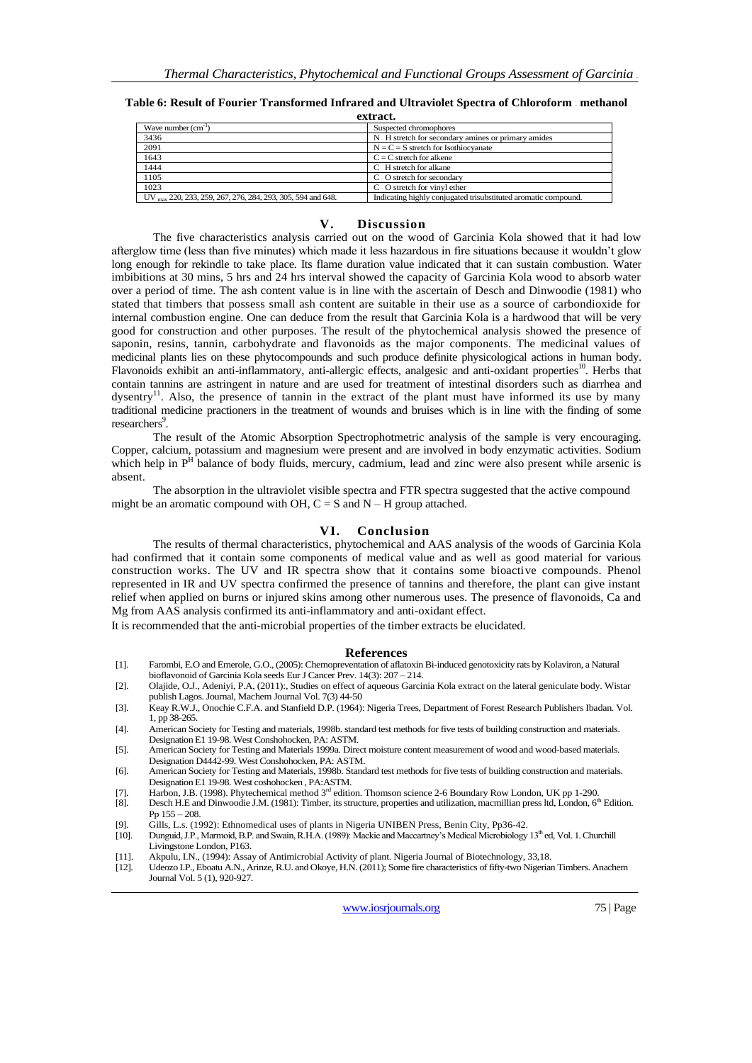**Table 6: Result of Fourier Transformed Infrared and Ultraviolet Spectra of Chloroform – methanol extract.**

| Wave number ($cm^{-1}$) | Suspected chromophores |
|---|---|
| 3436 | N H stretch for secondary amines or primary amides |
| 2091 | N = C = S stretch for Isothiocyanate |
| 1643 | C = C stretch for alkene |
| 1444 | C H stretch for alkane |
| 1105 | C O stretch for secondary |
| 1023 | C O stretch for vinyl ether |
| $UV_{max}$ 220, 233, 259, 267, 276, 284, 293, 305, 594 and 648. | Indicating highly conjugated trisubstituted aromatic compound. |

## V. Discussion

The five characteristics analysis carried out on the wood of Garcinia Kola showed that it had low afterglow time (less than five minutes) which made it less hazardous in fire situations because it wouldn't glow long enough for rekindle to take place. Its flame duration value indicated that it can sustain combustion. Water imbibitions at 30 mins, 5 hrs and 24 hrs interval showed the capacity of Garcinia Kola wood to absorb water over a period of time. The ash content value is in line with the ascertain of Desch and Dinwoodie (1981) who stated that timbers that possess small ash content are suitable in their use as a source of carbondioxide for internal combustion engine. One can deduce from the result that Garcinia Kola is a hardwood that will be very good for construction and other purposes. The result of the phytochemical analysis showed the presence of saponin, resins, tannin, carbohydrate and flavonoids as the major components. The medicinal values of medicinal plants lies on these phytocompounds and such produce definite physicological actions in human body. Flavonoids exhibit an anti-inflammatory, anti-allergic effects, analgesic and anti-oxidant properties[10]. Herbs that contain tannins are astringent in nature and are used for treatment of intestinal disorders such as diarrhea and dysentry[11]. Also, the presence of tannin in the extract of the plant must have informed its use by many traditional medicine practioners in the treatment of wounds and bruises which is in line with the finding of some researchers[9].

The result of the Atomic Absorption Spectrophotmetric analysis of the sample is very encouraging. Copper, calcium, potassium and magnesium were present and are involved in body enzymatic activities. Sodium which help in $P^H$ balance of body fluids, mercury, cadmium, lead and zinc were also present while arsenic is absent.

The absorption in the ultraviolet visible spectra and FTR spectra suggested that the active compound might be an aromatic compound with OH, C = S and N – H group attached.

## VI. Conclusion

The results of thermal characteristics, phytochemical and AAS analysis of the woods of Garcinia Kola had confirmed that it contain some components of medical value and as well as good material for various construction works. The UV and IR spectra show that it contains some bioactive compounds. Phenol represented in IR and UV spectra confirmed the presence of tannins and therefore, the plant can give instant relief when applied on burns or injured skins among other numerous uses. The presence of flavonoids, Ca and Mg from AAS analysis confirmed its anti-inflammatory and anti-oxidant effect.

It is recommended that the anti-microbial properties of the timber extracts be elucidated.

## References

[1]. Farombi, E.O and Emerole, G.O., (2005): Chemopreventation of aflatoxin Bi-induced genotoxicity rats by Kolaviron, a Natural bioflavonoid of Garcinia Kola seeds Eur J Cancer Prev. 14(3): 207 – 214.

[2]. Olajide, O.J., Adeniyi, P.A, (2011):, Studies on effect of aqueous Garcinia Kola extract on the lateral geniculate body. Wistar publish Lagos. Journal, Machem Journal Vol. 7(3) 44-50

[3]. Keay R.W.J., Onochie C.F.A. and Stanfield D.P. (1964): Nigeria Trees, Department of Forest Research Publishers Ibadan. Vol. 1, pp 38-265.

[4]. American Society for Testing and materials, 1998b. standard test methods for five tests of building construction and materials. Designation E1 19-98. West Conshohocken, PA: ASTM.

[5]. American Society for Testing and Materials 1999a. Direct moisture content measurement of wood and wood-based materials. Designation D4442-99. West Conshohocken, PA: ASTM.

[6]. American Society for Testing and Materials, 1998b. Standard test methods for five tests of building construction and materials. Designation E1 19-98. West coshohocken , PA:ASTM.

[7]. Harbon, J.B. (1998). Phytechemical method 3rd edition. Thomson science 2-6 Boundary Row London, UK pp 1-290.

[8]. Desch H.E and Dinwoodie J.M. (1981): Timber, its structure, properties and utilization, macmillian press ltd, London, 6th Edition. Pp 155 – 208.

[9]. Gills, L.s. (1992): Ethnomedical uses of plants in Nigeria UNIBEN Press, Benin City, Pp36-42.

[10]. Dunguid, J.P., Marmoid, B.P. and Swain, R.H.A. (1989): Mackie and Maccartney's Medical Microbiology 13th ed, Vol. 1. Churchill Livingstone London, P163.

[11]. Akpulu, I.N., (1994): Assay of Antimicrobial Activity of plant. Nigeria Journal of Biotechnology, 33,18.

[12]. Udeozo I.P., Eboatu A.N., Arinze, R.U. and Okoye, H.N. (2011); Some fire characteristics of fifty-two Nigerian Timbers. Anachem Journal Vol. 5 (1), 920-927.